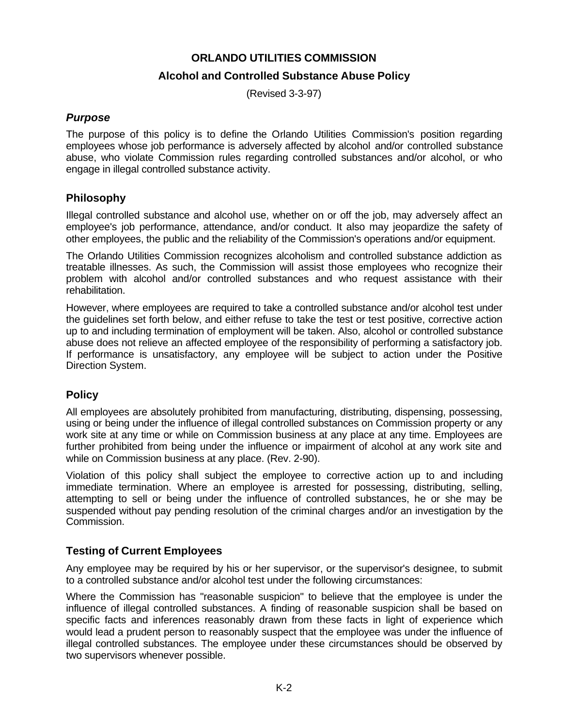# ORLANDO UTILITIES COMMISSION

## Alcohol and Controlled Substance Abuse Policy

(Revised 3-3-97)

### *Purpose*

The purpose of this policy is to define the Orlando Utilities Commission's position regarding employees whose job performance is adversely affected by alcohol and/or controlled substance abuse, who violate Commission rules regarding controlled substances and/or alcohol, or who engage in illegal controlled substance activity.

### Philosophy

Illegal controlled substance and alcohol use, whether on or off the job, may adversely affect an employee's job performance, attendance, and/or conduct. It also may jeopardize the safety of other employees, the public and the reliability of the Commission's operations and/or equipment.

The Orlando Utilities Commission recognizes alcoholism and controlled substance addiction as treatable illnesses. As such, the Commission will assist those employees who recognize their problem with alcohol and/or controlled substances and who request assistance with their rehabilitation.

However, where employees are required to take a controlled substance and/or alcohol test under the guidelines set forth below, and either refuse to take the test or test positive, corrective action up to and including termination of employment will be taken. Also, alcohol or controlled substance abuse does not relieve an affected employee of the responsibility of performing a satisfactory job. If performance is unsatisfactory, any employee will be subject to action under the Positive Direction System.

### Policy

All employees are absolutely prohibited from manufacturing, distributing, dispensing, possessing, using or being under the influence of illegal controlled substances on Commission property or any work site at any time or while on Commission business at any place at any time. Employees are further prohibited from being under the influence or impairment of alcohol at any work site and while on Commission business at any place. (Rev. 2-90).

Violation of this policy shall subject the employee to corrective action up to and including immediate termination. Where an employee is arrested for possessing, distributing, selling, attempting to sell or being under the influence of controlled substances, he or she may be suspended without pay pending resolution of the criminal charges and/or an investigation by the Commission.

### Testing of Current Employees

Any employee may be required by his or her supervisor, or the supervisor's designee, to submit to a controlled substance and/or alcohol test under the following circumstances:

Where the Commission has "reasonable suspicion" to believe that the employee is under the influence of illegal controlled substances. A finding of reasonable suspicion shall be based on specific facts and inferences reasonably drawn from these facts in light of experience which would lead a prudent person to reasonably suspect that the employee was under the influence of illegal controlled substances. The employee under these circumstances should be observed by two supervisors whenever possible.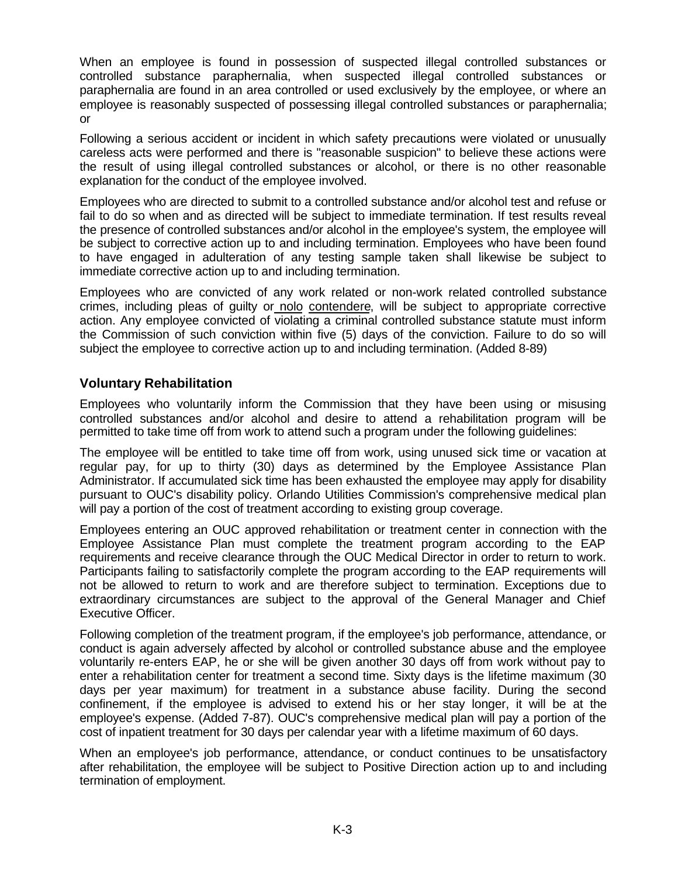When an employee is found in possession of suspected illegal controlled substances or controlled substance paraphernalia, when suspected illegal controlled substances or paraphernalia are found in an area controlled or used exclusively by the employee, or where an employee is reasonably suspected of possessing illegal controlled substances or paraphernalia; or

Following a serious accident or incident in which safety precautions were violated or unusually careless acts were performed and there is "reasonable suspicion" to believe these actions were the result of using illegal controlled substances or alcohol, or there is no other reasonable explanation for the conduct of the employee involved.

Employees who are directed to submit to a controlled substance and/or alcohol test and refuse or fail to do so when and as directed will be subject to immediate termination. If test results reveal the presence of controlled substances and/or alcohol in the employee's system, the employee will be subject to corrective action up to and including termination. Employees who have been found to have engaged in adulteration of any testing sample taken shall likewise be subject to immediate corrective action up to and including termination.

Employees who are convicted of any work related or non-work related controlled substance crimes, including pleas of guilty or nolo contendere, will be subject to appropriate corrective action. Any employee convicted of violating a criminal controlled substance statute must inform the Commission of such conviction within five (5) days of the conviction. Failure to do so will subject the employee to corrective action up to and including termination. (Added 8-89)

### Voluntary Rehabilitation

Employees who voluntarily inform the Commission that they have been using or misusing controlled substances and/or alcohol and desire to attend a rehabilitation program will be permitted to take time off from work to attend such a program under the following guidelines:

The employee will be entitled to take time off from work, using unused sick time or vacation at regular pay, for up to thirty (30) days as determined by the Employee Assistance Plan Administrator. If accumulated sick time has been exhausted the employee may apply for disability pursuant to OUC's disability policy. Orlando Utilities Commission's comprehensive medical plan will pay a portion of the cost of treatment according to existing group coverage.

Employees entering an OUC approved rehabilitation or treatment center in connection with the Employee Assistance Plan must complete the treatment program according to the EAP requirements and receive clearance through the OUC Medical Director in order to return to work. Participants failing to satisfactorily complete the program according to the EAP requirements will not be allowed to return to work and are therefore subject to termination. Exceptions due to extraordinary circumstances are subject to the approval of the General Manager and Chief Executive Officer.

Following completion of the treatment program, if the employee's job performance, attendance, or conduct is again adversely affected by alcohol or controlled substance abuse and the employee voluntarily re-enters EAP, he or she will be given another 30 days off from work without pay to enter a rehabilitation center for treatment a second time. Sixty days is the lifetime maximum (30 days per year maximum) for treatment in a substance abuse facility. During the second confinement, if the employee is advised to extend his or her stay longer, it will be at the employee's expense. (Added 7-87). OUC's comprehensive medical plan will pay a portion of the cost of inpatient treatment for 30 days per calendar year with a lifetime maximum of 60 days.

When an employee's job performance, attendance, or conduct continues to be unsatisfactory after rehabilitation, the employee will be subject to Positive Direction action up to and including termination of employment.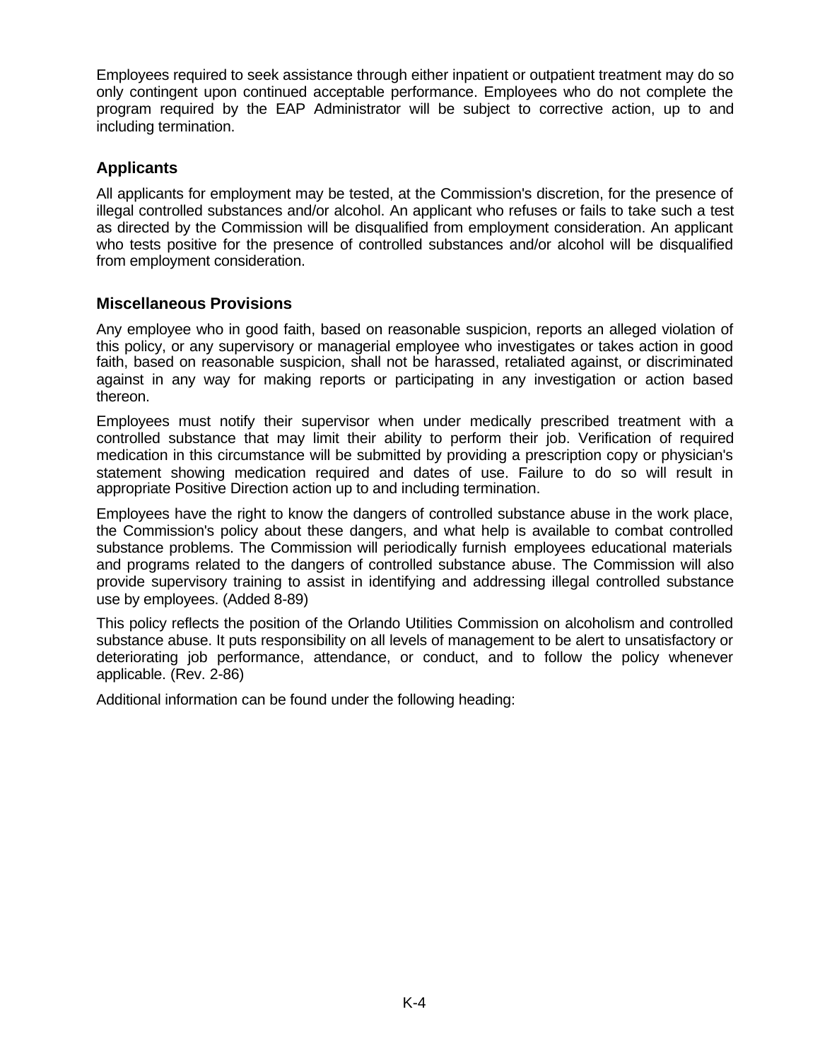Employees required to seek assistance through either inpatient or outpatient treatment may do so only contingent upon continued acceptable performance. Employees who do not complete the program required by the EAP Administrator will be subject to corrective action, up to and including termination.

### Applicants

All applicants for employment may be tested, at the Commission's discretion, for the presence of illegal controlled substances and/or alcohol. An applicant who refuses or fails to take such a test as directed by the Commission will be disqualified from employment consideration. An applicant who tests positive for the presence of controlled substances and/or alcohol will be disqualified from employment consideration.

### Miscellaneous Provisions

Any employee who in good faith, based on reasonable suspicion, reports an alleged violation of this policy, or any supervisory or managerial employee who investigates or takes action in good faith, based on reasonable suspicion, shall not be harassed, retaliated against, or discriminated against in any way for making reports or participating in any investigation or action based thereon.

Employees must notify their supervisor when under medically prescribed treatment with a controlled substance that may limit their ability to perform their job. Verification of required medication in this circumstance will be submitted by providing a prescription copy or physician's statement showing medication required and dates of use. Failure to do so will result in appropriate Positive Direction action up to and including termination.

Employees have the right to know the dangers of controlled substance abuse in the work place, the Commission's policy about these dangers, and what help is available to combat controlled substance problems. The Commission will periodically furnish employees educational materials and programs related to the dangers of controlled substance abuse. The Commission will also provide supervisory training to assist in identifying and addressing illegal controlled substance use by employees. (Added 8-89)

This policy reflects the position of the Orlando Utilities Commission on alcoholism and controlled substance abuse. It puts responsibility on all levels of management to be alert to unsatisfactory or deteriorating job performance, attendance, or conduct, and to follow the policy whenever applicable. (Rev. 2-86)

Additional information can be found under the following heading: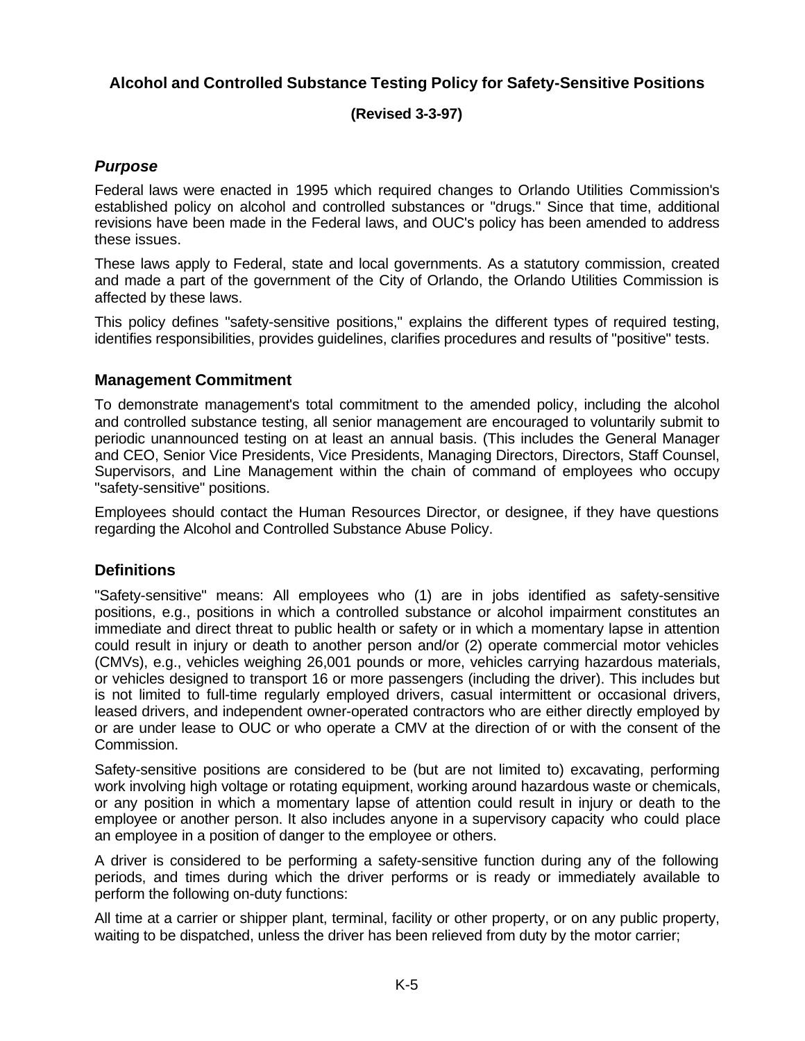## Alcohol and Controlled Substance Testing Policy for Safety-Sensitive Positions

**(Revised 3-3-97)**

### *Purpose*

Federal laws were enacted in 1995 which required changes to Orlando Utilities Commission's established policy on alcohol and controlled substances or "drugs." Since that time, additional revisions have been made in the Federal laws, and OUC's policy has been amended to address these issues.

These laws apply to Federal, state and local governments. As a statutory commission, created and made a part of the government of the City of Orlando, the Orlando Utilities Commission is affected by these laws.

This policy defines "safety-sensitive positions," explains the different types of required testing, identifies responsibilities, provides guidelines, clarifies procedures and results of "positive" tests.

### Management Commitment

To demonstrate management's total commitment to the amended policy, including the alcohol and controlled substance testing, all senior management are encouraged to voluntarily submit to periodic unannounced testing on at least an annual basis. (This includes the General Manager and CEO, Senior Vice Presidents, Vice Presidents, Managing Directors, Directors, Staff Counsel, Supervisors, and Line Management within the chain of command of employees who occupy "safety-sensitive" positions.

Employees should contact the Human Resources Director, or designee, if they have questions regarding the Alcohol and Controlled Substance Abuse Policy.

### Definitions

"Safety-sensitive" means: All employees who (1) are in jobs identified as safety-sensitive positions, e.g., positions in which a controlled substance or alcohol impairment constitutes an immediate and direct threat to public health or safety or in which a momentary lapse in attention could result in injury or death to another person and/or (2) operate commercial motor vehicles (CMVs), e.g., vehicles weighing 26,001 pounds or more, vehicles carrying hazardous materials, or vehicles designed to transport 16 or more passengers (including the driver). This includes but is not limited to full-time regularly employed drivers, casual intermittent or occasional drivers, leased drivers, and independent owner-operated contractors who are either directly employed by or are under lease to OUC or who operate a CMV at the direction of or with the consent of the Commission.

Safety-sensitive positions are considered to be (but are not limited to) excavating, performing work involving high voltage or rotating equipment, working around hazardous waste or chemicals, or any position in which a momentary lapse of attention could result in injury or death to the employee or another person. It also includes anyone in a supervisory capacity who could place an employee in a position of danger to the employee or others.

A driver is considered to be performing a safety-sensitive function during any of the following periods, and times during which the driver performs or is ready or immediately available to perform the following on-duty functions:

All time at a carrier or shipper plant, terminal, facility or other property, or on any public property, waiting to be dispatched, unless the driver has been relieved from duty by the motor carrier;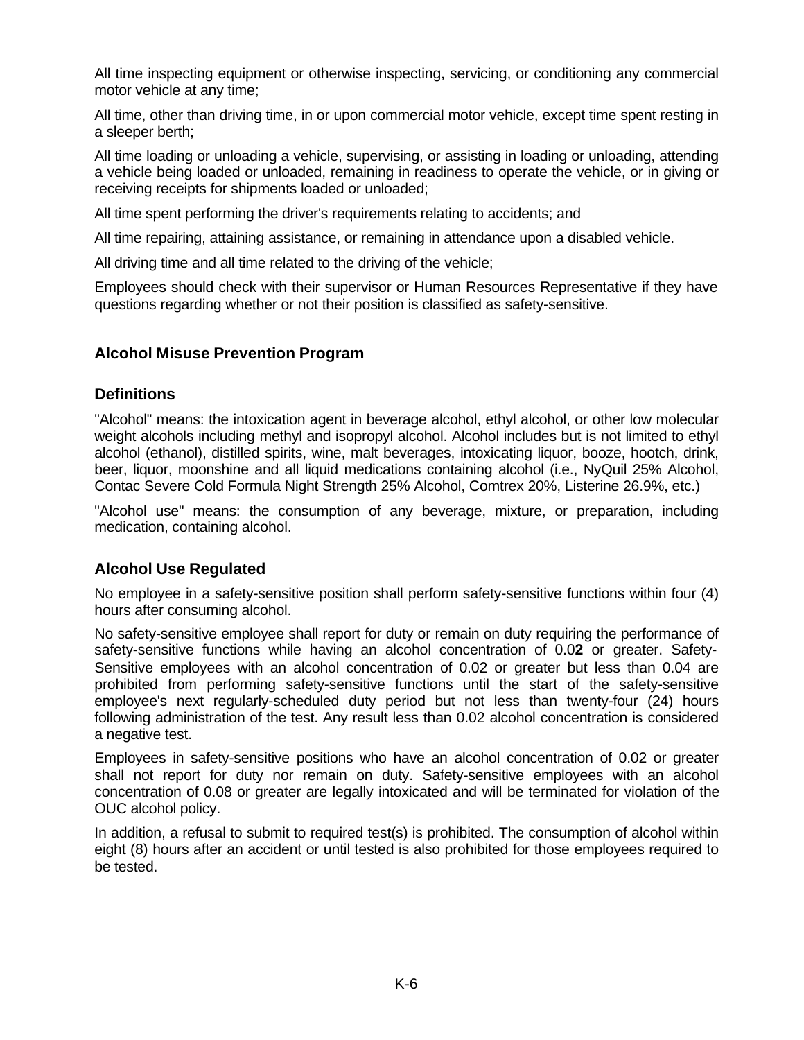All time inspecting equipment or otherwise inspecting, servicing, or conditioning any commercial motor vehicle at any time;

All time, other than driving time, in or upon commercial motor vehicle, except time spent resting in a sleeper berth;

All time loading or unloading a vehicle, supervising, or assisting in loading or unloading, attending a vehicle being loaded or unloaded, remaining in readiness to operate the vehicle, or in giving or receiving receipts for shipments loaded or unloaded;

All time spent performing the driver's requirements relating to accidents; and

All time repairing, attaining assistance, or remaining in attendance upon a disabled vehicle.

All driving time and all time related to the driving of the vehicle;

Employees should check with their supervisor or Human Resources Representative if they have questions regarding whether or not their position is classified as safety-sensitive.

## Alcohol Misuse Prevention Program

### Definitions

"Alcohol" means: the intoxication agent in beverage alcohol, ethyl alcohol, or other low molecular weight alcohols including methyl and isopropyl alcohol. Alcohol includes but is not limited to ethyl alcohol (ethanol), distilled spirits, wine, malt beverages, intoxicating liquor, booze, hootch, drink, beer, liquor, moonshine and all liquid medications containing alcohol (i.e., NyQuil 25% Alcohol, Contac Severe Cold Formula Night Strength 25% Alcohol, Comtrex 20%, Listerine 26.9%, etc.)

"Alcohol use" means: the consumption of any beverage, mixture, or preparation, including medication, containing alcohol.

### Alcohol Use Regulated

No employee in a safety-sensitive position shall perform safety-sensitive functions within four (4) hours after consuming alcohol.

No safety-sensitive employee shall report for duty or remain on duty requiring the performance of safety-sensitive functions while having an alcohol concentration of 0.0**2** or greater. Safety-Sensitive employees with an alcohol concentration of 0.02 or greater but less than 0.04 are prohibited from performing safety-sensitive functions until the start of the safety-sensitive employee's next regularly-scheduled duty period but not less than twenty-four (24) hours following administration of the test. Any result less than 0.02 alcohol concentration is considered a negative test.

Employees in safety-sensitive positions who have an alcohol concentration of 0.02 or greater shall not report for duty nor remain on duty. Safety-sensitive employees with an alcohol concentration of 0.08 or greater are legally intoxicated and will be terminated for violation of the OUC alcohol policy.

In addition, a refusal to submit to required test(s) is prohibited. The consumption of alcohol within eight (8) hours after an accident or until tested is also prohibited for those employees required to be tested.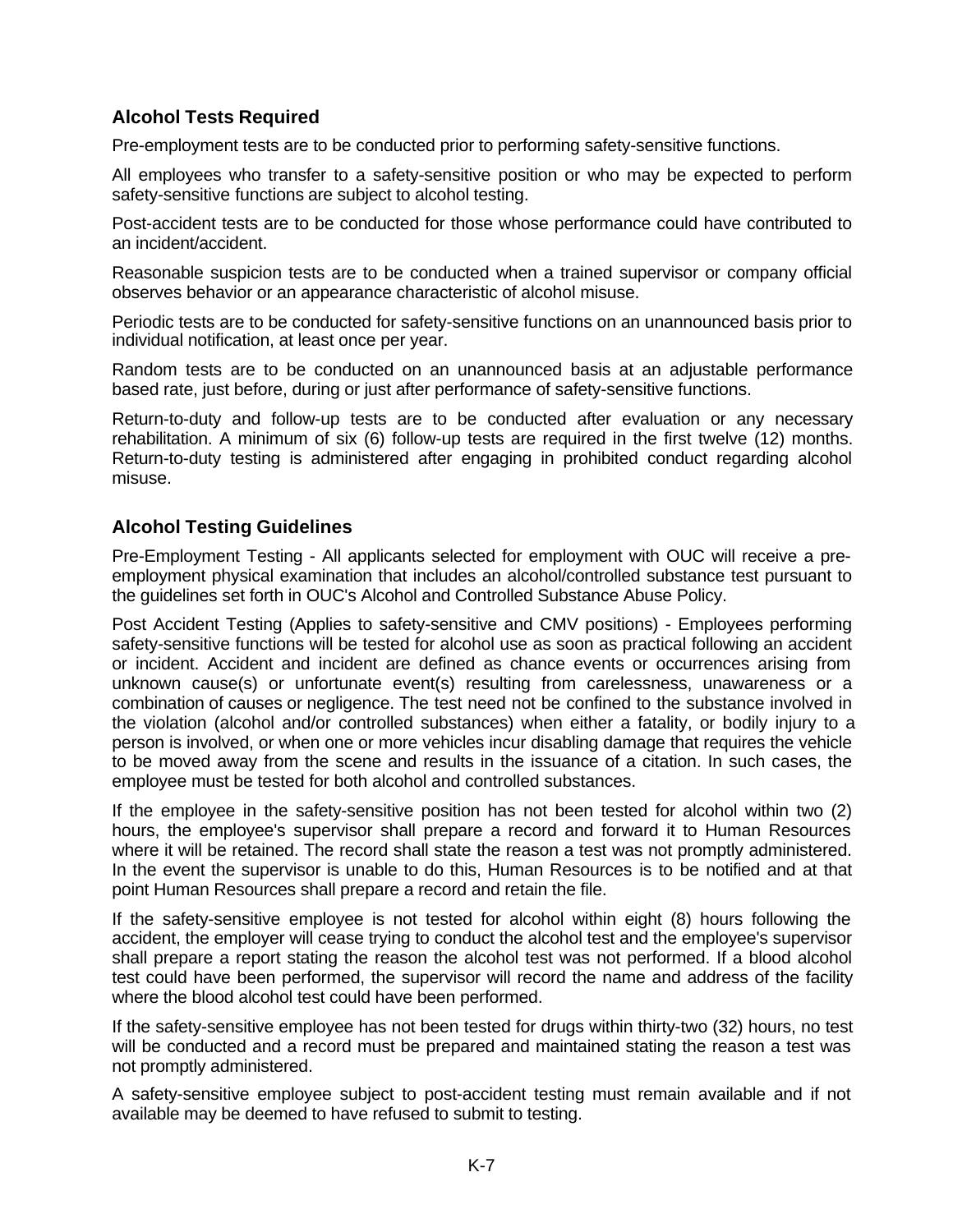## Alcohol Tests Required

Pre-employment tests are to be conducted prior to performing safety-sensitive functions.

All employees who transfer to a safety-sensitive position or who may be expected to perform safety-sensitive functions are subject to alcohol testing.

Post-accident tests are to be conducted for those whose performance could have contributed to an incident/accident.

Reasonable suspicion tests are to be conducted when a trained supervisor or company official observes behavior or an appearance characteristic of alcohol misuse.

Periodic tests are to be conducted for safety-sensitive functions on an unannounced basis prior to individual notification, at least once per year.

Random tests are to be conducted on an unannounced basis at an adjustable performance based rate, just before, during or just after performance of safety-sensitive functions.

Return-to-duty and follow-up tests are to be conducted after evaluation or any necessary rehabilitation. A minimum of six (6) follow-up tests are required in the first twelve (12) months. Return-to-duty testing is administered after engaging in prohibited conduct regarding alcohol misuse.

## Alcohol Testing Guidelines

Pre-Employment Testing - All applicants selected for employment with OUC will receive a pre-employment physical examination that includes an alcohol/controlled substance test pursuant to the guidelines set forth in OUC's Alcohol and Controlled Substance Abuse Policy.

Post Accident Testing (Applies to safety-sensitive and CMV positions) - Employees performing safety-sensitive functions will be tested for alcohol use as soon as practical following an accident or incident. Accident and incident are defined as chance events or occurrences arising from unknown cause(s) or unfortunate event(s) resulting from carelessness, unawareness or a combination of causes or negligence. The test need not be confined to the substance involved in the violation (alcohol and/or controlled substances) when either a fatality, or bodily injury to a person is involved, or when one or more vehicles incur disabling damage that requires the vehicle to be moved away from the scene and results in the issuance of a citation. In such cases, the employee must be tested for both alcohol and controlled substances.

If the employee in the safety-sensitive position has not been tested for alcohol within two (2) hours, the employee's supervisor shall prepare a record and forward it to Human Resources where it will be retained. The record shall state the reason a test was not promptly administered. In the event the supervisor is unable to do this, Human Resources is to be notified and at that point Human Resources shall prepare a record and retain the file.

If the safety-sensitive employee is not tested for alcohol within eight (8) hours following the accident, the employer will cease trying to conduct the alcohol test and the employee's supervisor shall prepare a report stating the reason the alcohol test was not performed. If a blood alcohol test could have been performed, the supervisor will record the name and address of the facility where the blood alcohol test could have been performed.

If the safety-sensitive employee has not been tested for drugs within thirty-two (32) hours, no test will be conducted and a record must be prepared and maintained stating the reason a test was not promptly administered.

A safety-sensitive employee subject to post-accident testing must remain available and if not available may be deemed to have refused to submit to testing.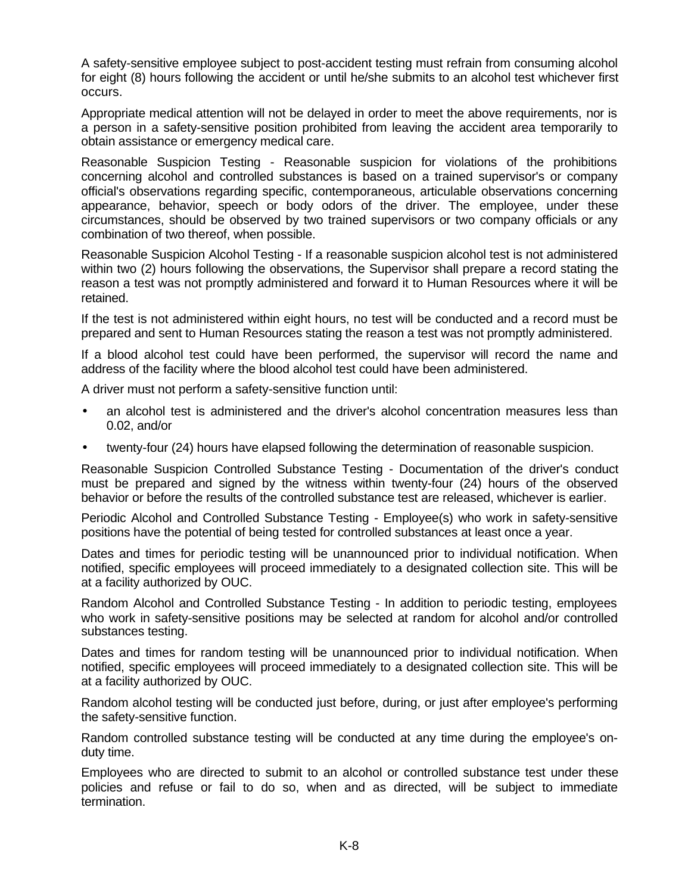A safety-sensitive employee subject to post-accident testing must refrain from consuming alcohol for eight (8) hours following the accident or until he/she submits to an alcohol test whichever first occurs.

Appropriate medical attention will not be delayed in order to meet the above requirements, nor is a person in a safety-sensitive position prohibited from leaving the accident area temporarily to obtain assistance or emergency medical care.

Reasonable Suspicion Testing - Reasonable suspicion for violations of the prohibitions concerning alcohol and controlled substances is based on a trained supervisor's or company official's observations regarding specific, contemporaneous, articulable observations concerning appearance, behavior, speech or body odors of the driver. The employee, under these circumstances, should be observed by two trained supervisors or two company officials or any combination of two thereof, when possible.

Reasonable Suspicion Alcohol Testing - If a reasonable suspicion alcohol test is not administered within two (2) hours following the observations, the Supervisor shall prepare a record stating the reason a test was not promptly administered and forward it to Human Resources where it will be retained.

If the test is not administered within eight hours, no test will be conducted and a record must be prepared and sent to Human Resources stating the reason a test was not promptly administered.

If a blood alcohol test could have been performed, the supervisor will record the name and address of the facility where the blood alcohol test could have been administered.

A driver must not perform a safety-sensitive function until:

- an alcohol test is administered and the driver's alcohol concentration measures less than 0.02, and/or
- twenty-four (24) hours have elapsed following the determination of reasonable suspicion.

Reasonable Suspicion Controlled Substance Testing - Documentation of the driver's conduct must be prepared and signed by the witness within twenty-four (24) hours of the observed behavior or before the results of the controlled substance test are released, whichever is earlier.

Periodic Alcohol and Controlled Substance Testing - Employee(s) who work in safety-sensitive positions have the potential of being tested for controlled substances at least once a year.

Dates and times for periodic testing will be unannounced prior to individual notification. When notified, specific employees will proceed immediately to a designated collection site. This will be at a facility authorized by OUC.

Random Alcohol and Controlled Substance Testing - In addition to periodic testing, employees who work in safety-sensitive positions may be selected at random for alcohol and/or controlled substances testing.

Dates and times for random testing will be unannounced prior to individual notification. When notified, specific employees will proceed immediately to a designated collection site. This will be at a facility authorized by OUC.

Random alcohol testing will be conducted just before, during, or just after employee's performing the safety-sensitive function.

Random controlled substance testing will be conducted at any time during the employee's on-duty time.

Employees who are directed to submit to an alcohol or controlled substance test under these policies and refuse or fail to do so, when and as directed, will be subject to immediate termination.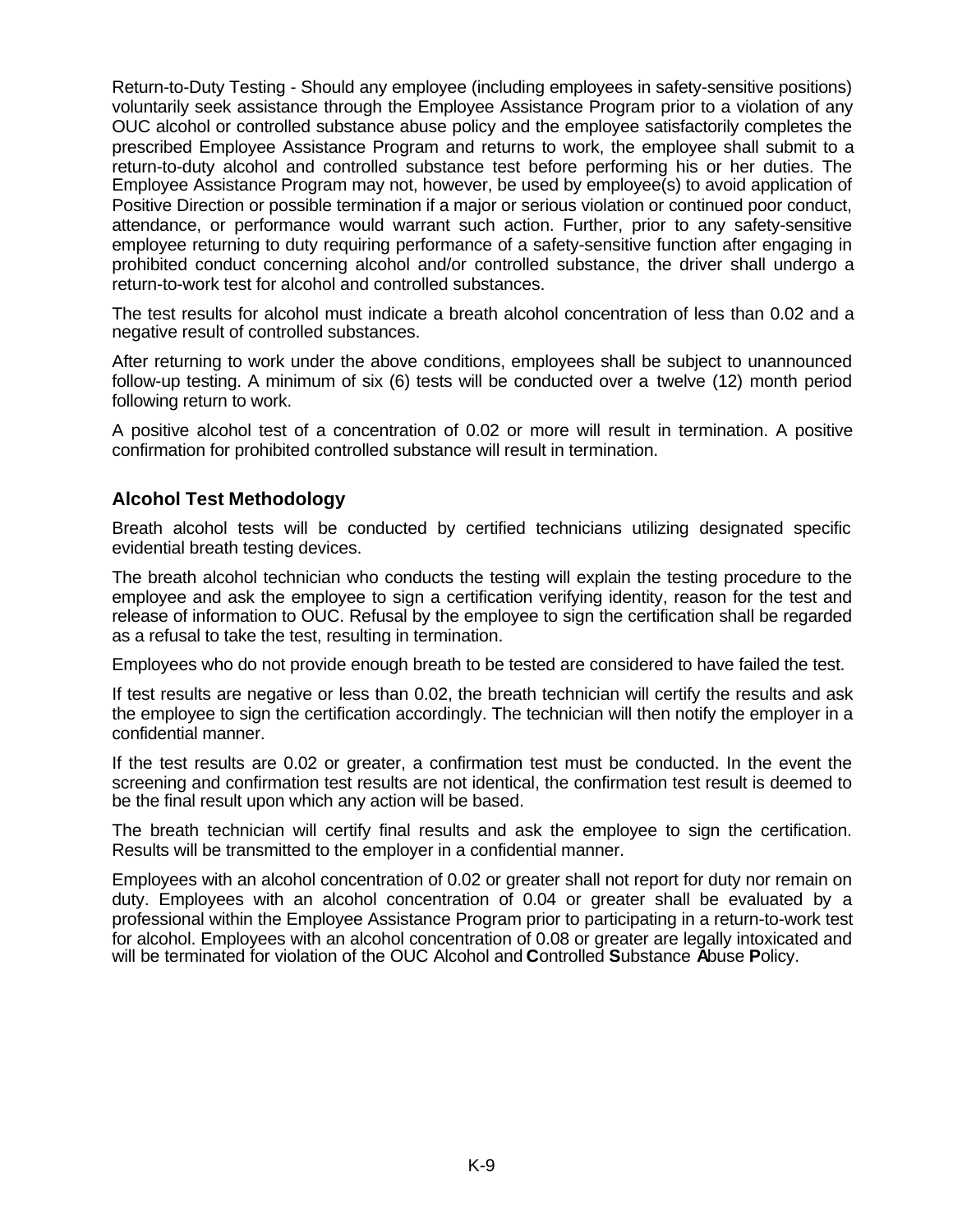Return-to-Duty Testing - Should any employee (including employees in safety-sensitive positions) voluntarily seek assistance through the Employee Assistance Program prior to a violation of any OUC alcohol or controlled substance abuse policy and the employee satisfactorily completes the prescribed Employee Assistance Program and returns to work, the employee shall submit to a return-to-duty alcohol and controlled substance test before performing his or her duties. The Employee Assistance Program may not, however, be used by employee(s) to avoid application of Positive Direction or possible termination if a major or serious violation or continued poor conduct, attendance, or performance would warrant such action. Further, prior to any safety-sensitive employee returning to duty requiring performance of a safety-sensitive function after engaging in prohibited conduct concerning alcohol and/or controlled substance, the driver shall undergo a return-to-work test for alcohol and controlled substances.

The test results for alcohol must indicate a breath alcohol concentration of less than 0.02 and a negative result of controlled substances.

After returning to work under the above conditions, employees shall be subject to unannounced follow-up testing. A minimum of six (6) tests will be conducted over a twelve (12) month period following return to work.

A positive alcohol test of a concentration of 0.02 or more will result in termination. A positive confirmation for prohibited controlled substance will result in termination.

### Alcohol Test Methodology

Breath alcohol tests will be conducted by certified technicians utilizing designated specific evidential breath testing devices.

The breath alcohol technician who conducts the testing will explain the testing procedure to the employee and ask the employee to sign a certification verifying identity, reason for the test and release of information to OUC. Refusal by the employee to sign the certification shall be regarded as a refusal to take the test, resulting in termination.

Employees who do not provide enough breath to be tested are considered to have failed the test.

If test results are negative or less than 0.02, the breath technician will certify the results and ask the employee to sign the certification accordingly. The technician will then notify the employer in a confidential manner.

If the test results are 0.02 or greater, a confirmation test must be conducted. In the event the screening and confirmation test results are not identical, the confirmation test result is deemed to be the final result upon which any action will be based.

The breath technician will certify final results and ask the employee to sign the certification. Results will be transmitted to the employer in a confidential manner.

Employees with an alcohol concentration of 0.02 or greater shall not report for duty nor remain on duty. Employees with an alcohol concentration of 0.04 or greater shall be evaluated by a professional within the Employee Assistance Program prior to participating in a return-to-work test for alcohol. Employees with an alcohol concentration of 0.08 or greater are legally intoxicated and will be terminated for violation of the OUC Alcohol and **C**ontrolled **S**ubstance **A**buse **P**olicy.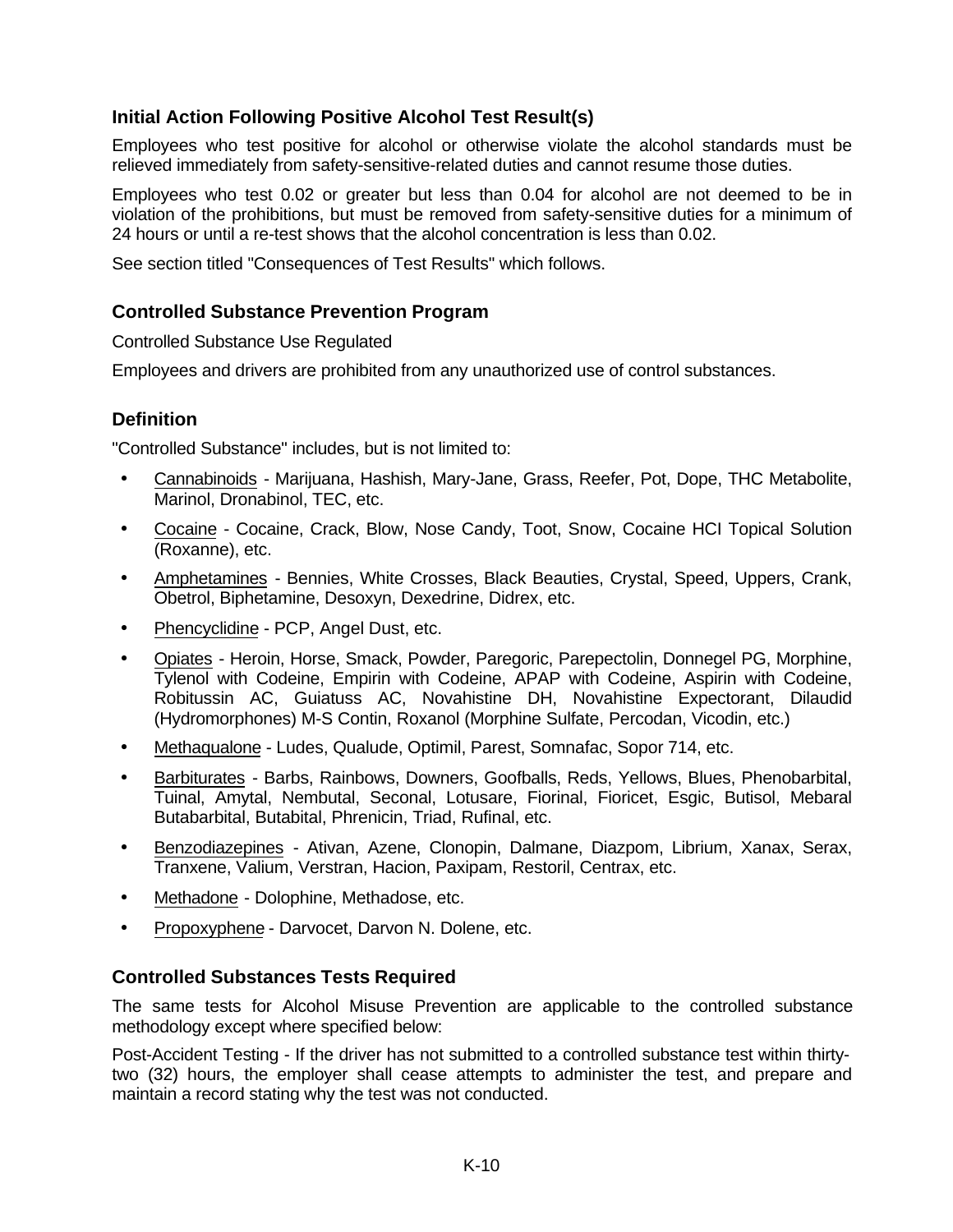### Initial Action Following Positive Alcohol Test Result(s)

Employees who test positive for alcohol or otherwise violate the alcohol standards must be relieved immediately from safety-sensitive-related duties and cannot resume those duties.

Employees who test 0.02 or greater but less than 0.04 for alcohol are not deemed to be in violation of the prohibitions, but must be removed from safety-sensitive duties for a minimum of 24 hours or until a re-test shows that the alcohol concentration is less than 0.02.

See section titled "Consequences of Test Results" which follows.

### Controlled Substance Prevention Program

Controlled Substance Use Regulated

Employees and drivers are prohibited from any unauthorized use of control substances.

### Definition

"Controlled Substance" includes, but is not limited to:

- Cannabinoids - Marijuana, Hashish, Mary-Jane, Grass, Reefer, Pot, Dope, THC Metabolite, Marinol, Dronabinol, TEC, etc.
- Cocaine - Cocaine, Crack, Blow, Nose Candy, Toot, Snow, Cocaine HCI Topical Solution (Roxanne), etc.
- Amphetamines - Bennies, White Crosses, Black Beauties, Crystal, Speed, Uppers, Crank, Obetrol, Biphetamine, Desoxyn, Dexedrine, Didrex, etc.
- Phencyclidine - PCP, Angel Dust, etc.
- Opiates - Heroin, Horse, Smack, Powder, Paregoric, Parepectolin, Donnegel PG, Morphine, Tylenol with Codeine, Empirin with Codeine, APAP with Codeine, Aspirin with Codeine, Robitussin AC, Guiatuss AC, Novahistine DH, Novahistine Expectorant, Dilaudid (Hydromorphones) M-S Contin, Roxanol (Morphine Sulfate, Percodan, Vicodin, etc.)
- Methaqualone - Ludes, Qualude, Optimil, Parest, Somnafac, Sopor 714, etc.
- Barbiturates - Barbs, Rainbows, Downers, Goofballs, Reds, Yellows, Blues, Phenobarbital, Tuinal, Amytal, Nembutal, Seconal, Lotusare, Fiorinal, Fioricet, Esgic, Butisol, Mebaral Butabarbital, Butabital, Phrenicin, Triad, Rufinal, etc.
- Benzodiazepines - Ativan, Azene, Clonopin, Dalmane, Diazpom, Librium, Xanax, Serax, Tranxene, Valium, Verstran, Hacion, Paxipam, Restoril, Centrax, etc.
- Methadone - Dolophine, Methadose, etc.
- Propoxyphene - Darvocet, Darvon N. Dolene, etc.

### Controlled Substances Tests Required

The same tests for Alcohol Misuse Prevention are applicable to the controlled substance methodology except where specified below:

Post-Accident Testing - If the driver has not submitted to a controlled substance test within thirty-two (32) hours, the employer shall cease attempts to administer the test, and prepare and maintain a record stating why the test was not conducted.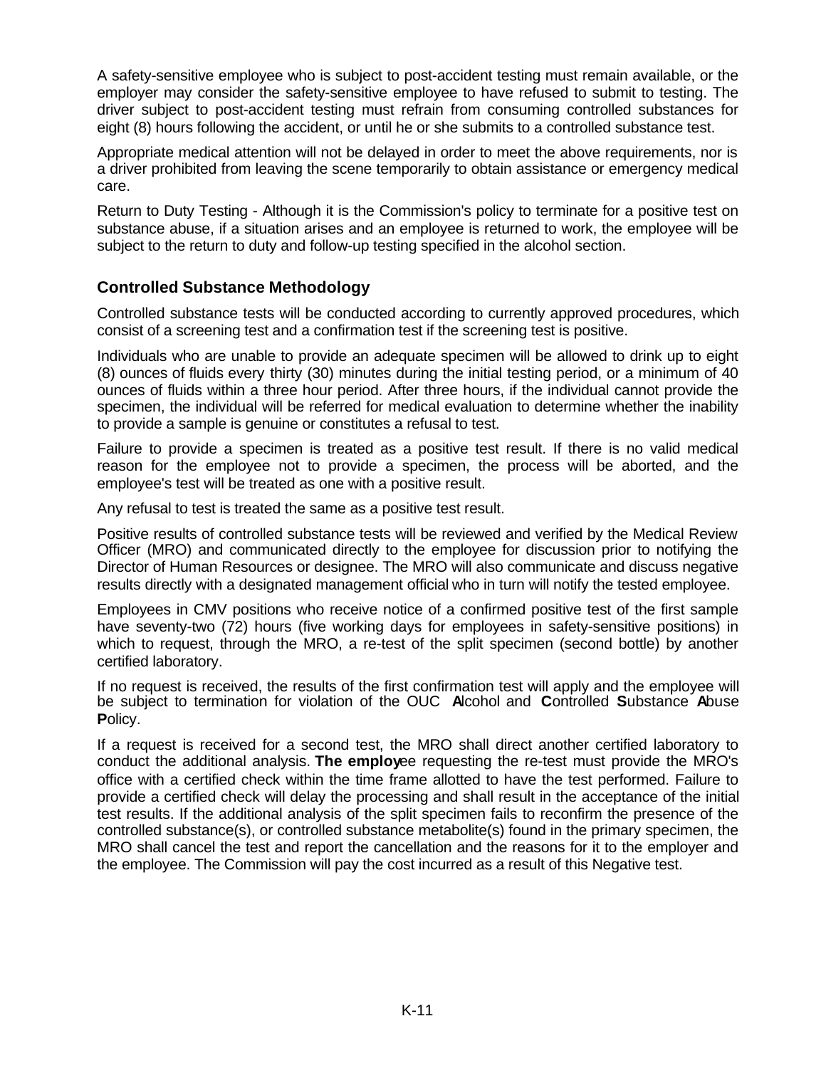A safety-sensitive employee who is subject to post-accident testing must remain available, or the employer may consider the safety-sensitive employee to have refused to submit to testing. The driver subject to post-accident testing must refrain from consuming controlled substances for eight (8) hours following the accident, or until he or she submits to a controlled substance test.

Appropriate medical attention will not be delayed in order to meet the above requirements, nor is a driver prohibited from leaving the scene temporarily to obtain assistance or emergency medical care.

Return to Duty Testing - Although it is the Commission's policy to terminate for a positive test on substance abuse, if a situation arises and an employee is returned to work, the employee will be subject to the return to duty and follow-up testing specified in the alcohol section.

### Controlled Substance Methodology

Controlled substance tests will be conducted according to currently approved procedures, which consist of a screening test and a confirmation test if the screening test is positive.

Individuals who are unable to provide an adequate specimen will be allowed to drink up to eight (8) ounces of fluids every thirty (30) minutes during the initial testing period, or a minimum of 40 ounces of fluids within a three hour period. After three hours, if the individual cannot provide the specimen, the individual will be referred for medical evaluation to determine whether the inability to provide a sample is genuine or constitutes a refusal to test.

Failure to provide a specimen is treated as a positive test result. If there is no valid medical reason for the employee not to provide a specimen, the process will be aborted, and the employee's test will be treated as one with a positive result.

Any refusal to test is treated the same as a positive test result.

Positive results of controlled substance tests will be reviewed and verified by the Medical Review Officer (MRO) and communicated directly to the employee for discussion prior to notifying the Director of Human Resources or designee. The MRO will also communicate and discuss negative results directly with a designated management official who in turn will notify the tested employee.

Employees in CMV positions who receive notice of a confirmed positive test of the first sample have seventy-two (72) hours (five working days for employees in safety-sensitive positions) in which to request, through the MRO, a re-test of the split specimen (second bottle) by another certified laboratory.

If no request is received, the results of the first confirmation test will apply and the employee will be subject to termination for violation of the OUC **A**lcohol and **C**ontrolled **S**ubstance **A**buse **P**olicy.

If a request is received for a second test, the MRO shall direct another certified laboratory to conduct the additional analysis. **The employ**ee requesting the re-test must provide the MRO's office with a certified check within the time frame allotted to have the test performed. Failure to provide a certified check will delay the processing and shall result in the acceptance of the initial test results. If the additional analysis of the split specimen fails to reconfirm the presence of the controlled substance(s), or controlled substance metabolite(s) found in the primary specimen, the MRO shall cancel the test and report the cancellation and the reasons for it to the employer and the employee. The Commission will pay the cost incurred as a result of this Negative test.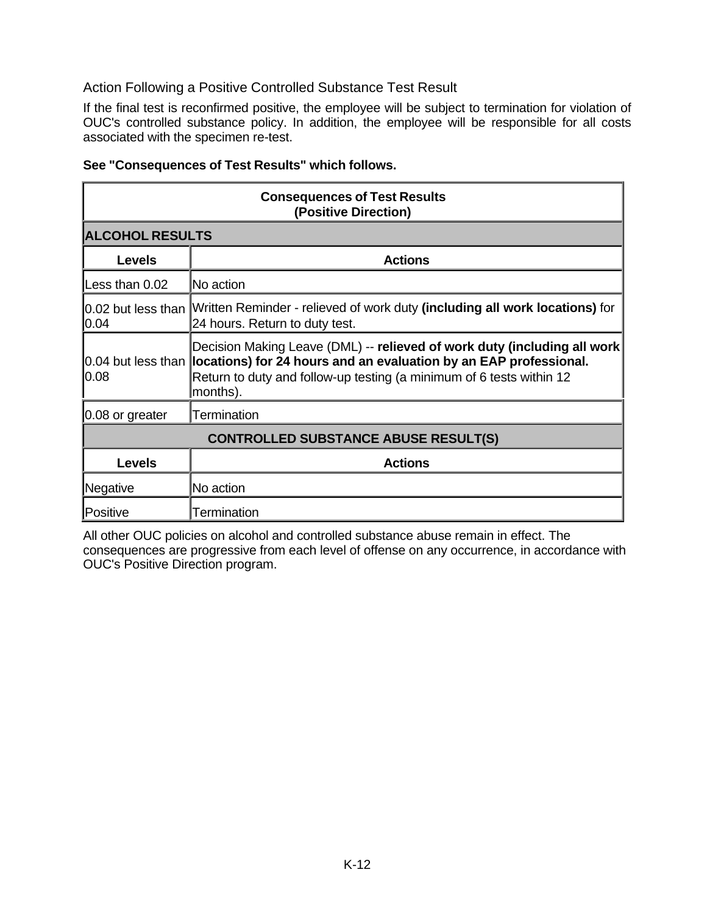## Action Following a Positive Controlled Substance Test Result

If the final test is reconfirmed positive, the employee will be subject to termination for violation of OUC's controlled substance policy. In addition, the employee will be responsible for all costs associated with the specimen re-test.

**See "Consequences of Test Results" which follows.**

| **Consequences of Test Results (Positive Direction)** | |
|---|---|
| **ALCOHOL RESULTS** | |
| **Levels** | **Actions** |
| Less than 0.02 | No action |
| 0.02 but less than 0.04 | Written Reminder - relieved of work duty **(including all work locations)** for 24 hours. Return to duty test. |
| 0.04 but less than 0.08 | Decision Making Leave (DML) -- **relieved of work duty (including all work locations) for 24 hours and an evaluation by an EAP professional.** Return to duty and follow-up testing (a minimum of 6 tests within 12 months). |
| 0.08 or greater | Termination |
| **CONTROLLED SUBSTANCE ABUSE RESULT(S)** | |
| **Levels** | **Actions** |
| Negative | No action |
| Positive | Termination |

All other OUC policies on alcohol and controlled substance abuse remain in effect. The consequences are progressive from each level of offense on any occurrence, in accordance with OUC's Positive Direction program.